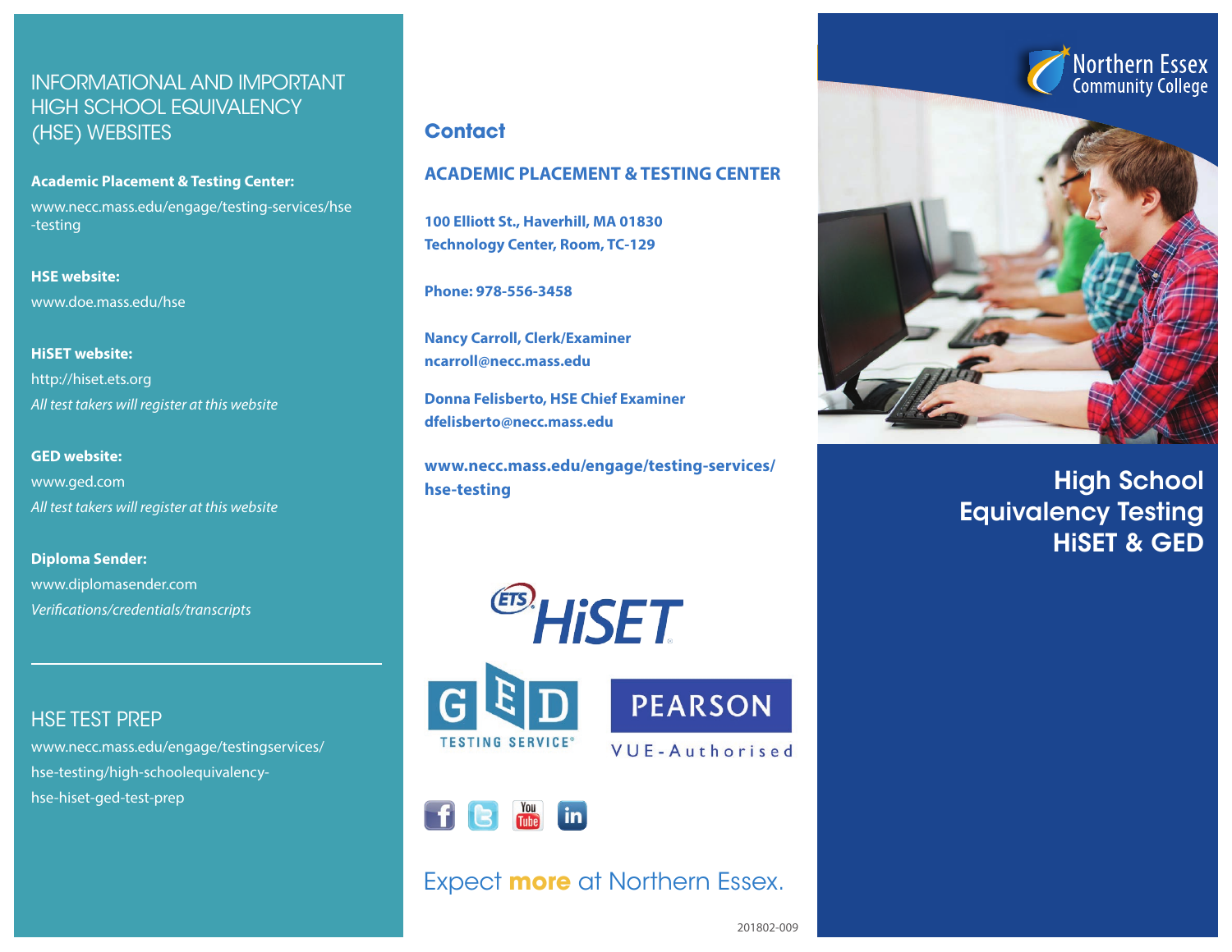# INFORMATIONAL AND IMPORTANT HIGH SCHOOL EQUIVALENCY (HSE) WEBSITES

**Academic Placement & Testing Center:**
www.necc.mass.edu/engage/testing-services/hse-testing

**HSE website:**
www.doe.mass.edu/hse

**HiSET website:**
http://hiset.ets.org
*All test takers will register at this website*

**GED website:**
www.ged.com
*All test takers will register at this website*

**Diploma Sender:**
www.diplomasender.com
*Verifications/credentials/transcripts*

---

# HSE TEST PREP

www.necc.mass.edu/engage/testingservices/hse-testing/high-schoolequivalency-hse-hiset-ged-test-prep

## Contact

### ACADEMIC PLACEMENT & TESTING CENTER

**100 Elliott St., Haverhill, MA 01830**
**Technology Center, Room, TC-129**

**Phone: 978-556-3458**

**Nancy Carroll, Clerk/Examiner**
**ncarroll@necc.mass.edu**

**Donna Felisberto, HSE Chief Examiner**
**dfelisberto@necc.mass.edu**

**www.necc.mass.edu/engage/testing-services/hse-testing**

ETS HiSET

GED TESTING SERVICE®

PEARSON VUE-Authorised

Expect **more** at Northern Essex.

201802-009

Northern Essex Community College

# High School Equivalency Testing HiSET & GED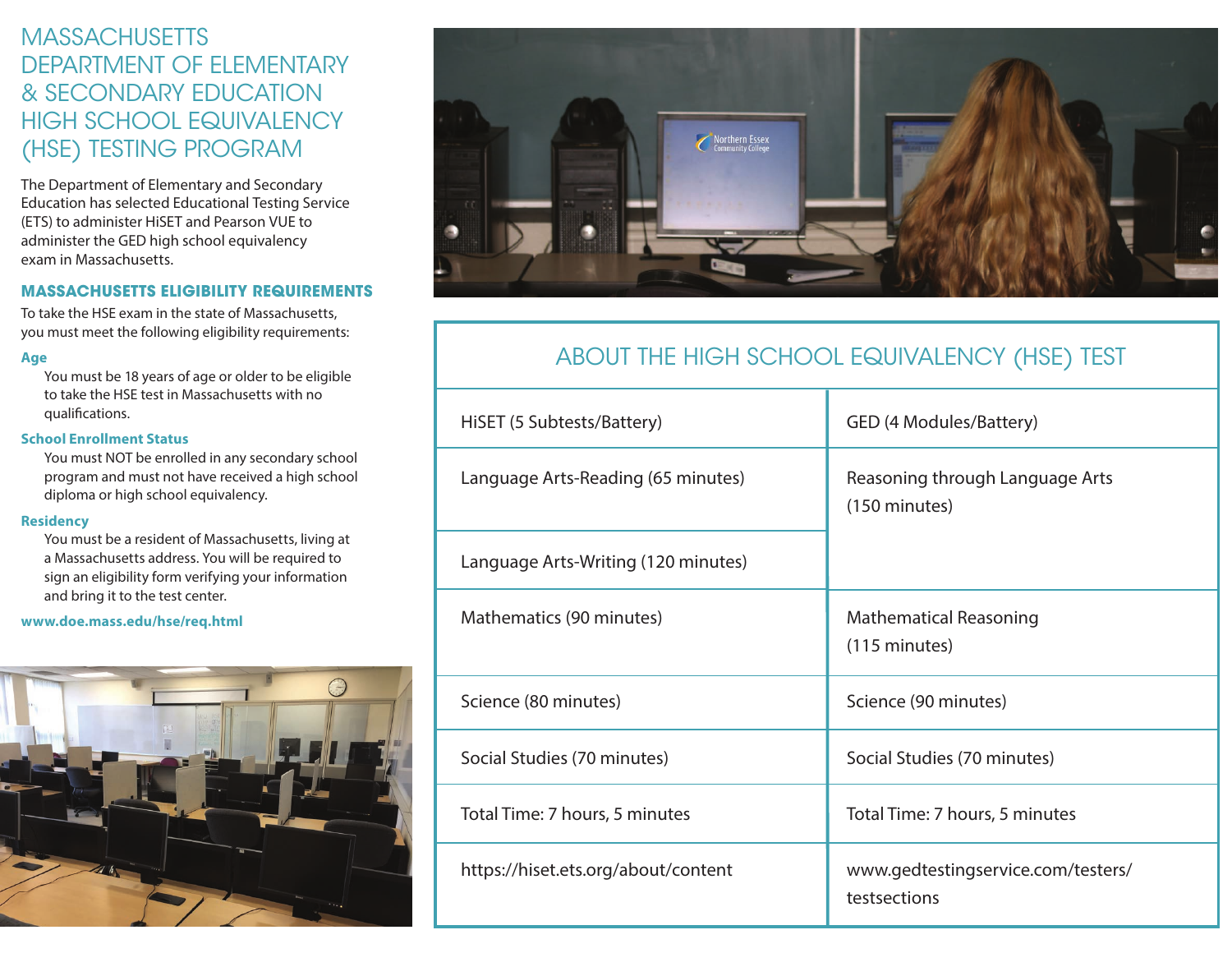# MASSACHUSETTS DEPARTMENT OF ELEMENTARY & SECONDARY EDUCATION HIGH SCHOOL EQUIVALENCY (HSE) TESTING PROGRAM

The Department of Elementary and Secondary Education has selected Educational Testing Service (ETS) to administer HiSET and Pearson VUE to administer the GED high school equivalency exam in Massachusetts.

## MASSACHUSETTS ELIGIBILITY REQUIREMENTS

To take the HSE exam in the state of Massachusetts, you must meet the following eligibility requirements:

### Age

You must be 18 years of age or older to be eligible to take the HSE test in Massachusetts with no qualifications.

### School Enrollment Status

You must NOT be enrolled in any secondary school program and must not have received a high school diploma or high school equivalency.

### Residency

You must be a resident of Massachusetts, living at a Massachusetts address. You will be required to sign an eligibility form verifying your information and bring it to the test center.

**www.doe.mass.edu/hse/req.html**

## ABOUT THE HIGH SCHOOL EQUIVALENCY (HSE) TEST

| HiSET (5 Subtests/Battery) | GED (4 Modules/Battery) |
|---|---|
| Language Arts-Reading (65 minutes) | Reasoning through Language Arts (150 minutes) |
| Language Arts-Writing (120 minutes) | |
| Mathematics (90 minutes) | Mathematical Reasoning (115 minutes) |
| Science (80 minutes) | Science (90 minutes) |
| Social Studies (70 minutes) | Social Studies (70 minutes) |
| Total Time: 7 hours, 5 minutes | Total Time: 7 hours, 5 minutes |
| https://hiset.ets.org/about/content | www.gedtestingservice.com/testers/testsections |